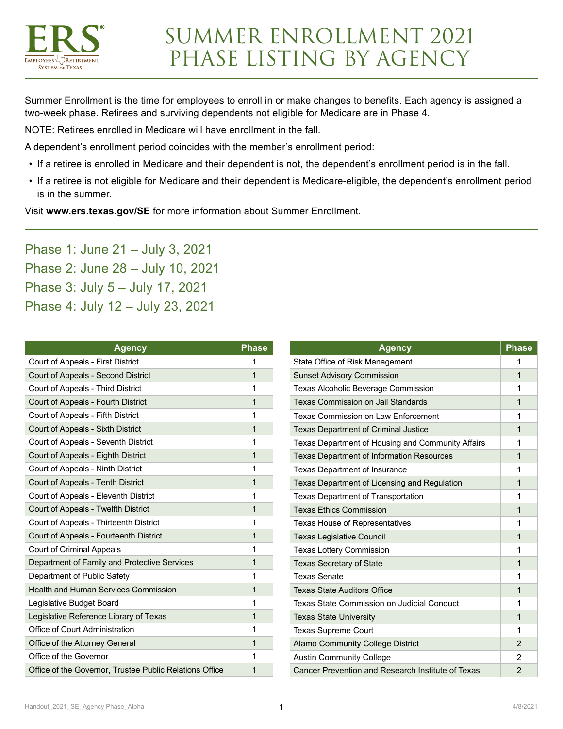# SUMMER ENROLLMENT 2021 PHASE LISTING BY AGENCY

Summer Enrollment is the time for employees to enroll in or make changes to benefits. Each agency is assigned a two-week phase. Retirees and surviving dependents not eligible for Medicare are in Phase 4.

NOTE: Retirees enrolled in Medicare will have enrollment in the fall.

A dependent's enrollment period coincides with the member's enrollment period:

- If a retiree is enrolled in Medicare and their dependent is not, the dependent's enrollment period is in the fall.
- If a retiree is not eligible for Medicare and their dependent is Medicare-eligible, the dependent's enrollment period is in the summer.

Visit **www.ers.texas.gov/SE** for more information about Summer Enrollment.

## Phase 1: June 21 – July 3, 2021
## Phase 2: June 28 – July 10, 2021
## Phase 3: July 5 – July 17, 2021
## Phase 4: July 12 – July 23, 2021

| Agency | Phase |
|---|---|
| Court of Appeals - First District | 1 |
| Court of Appeals - Second District | 1 |
| Court of Appeals - Third District | 1 |
| Court of Appeals - Fourth District | 1 |
| Court of Appeals - Fifth District | 1 |
| Court of Appeals - Sixth District | 1 |
| Court of Appeals - Seventh District | 1 |
| Court of Appeals - Eighth District | 1 |
| Court of Appeals - Ninth District | 1 |
| Court of Appeals - Tenth District | 1 |
| Court of Appeals - Eleventh District | 1 |
| Court of Appeals - Twelfth District | 1 |
| Court of Appeals - Thirteenth District | 1 |
| Court of Appeals - Fourteenth District | 1 |
| Court of Criminal Appeals | 1 |
| Department of Family and Protective Services | 1 |
| Department of Public Safety | 1 |
| Health and Human Services Commission | 1 |
| Legislative Budget Board | 1 |
| Legislative Reference Library of Texas | 1 |
| Office of Court Administration | 1 |
| Office of the Attorney General | 1 |
| Office of the Governor | 1 |
| Office of the Governor, Trustee Public Relations Office | 1 |
| State Office of Risk Management | 1 |
| Sunset Advisory Commission | 1 |
| Texas Alcoholic Beverage Commission | 1 |
| Texas Commission on Jail Standards | 1 |
| Texas Commission on Law Enforcement | 1 |
| Texas Department of Criminal Justice | 1 |
| Texas Department of Housing and Community Affairs | 1 |
| Texas Department of Information Resources | 1 |
| Texas Department of Insurance | 1 |
| Texas Department of Licensing and Regulation | 1 |
| Texas Department of Transportation | 1 |
| Texas Ethics Commission | 1 |
| Texas House of Representatives | 1 |
| Texas Legislative Council | 1 |
| Texas Lottery Commission | 1 |
| Texas Secretary of State | 1 |
| Texas Senate | 1 |
| Texas State Auditors Office | 1 |
| Texas State Commission on Judicial Conduct | 1 |
| Texas State University | 1 |
| Texas Supreme Court | 1 |
| Alamo Community College District | 2 |
| Austin Community College | 2 |
| Cancer Prevention and Research Institute of Texas | 2 |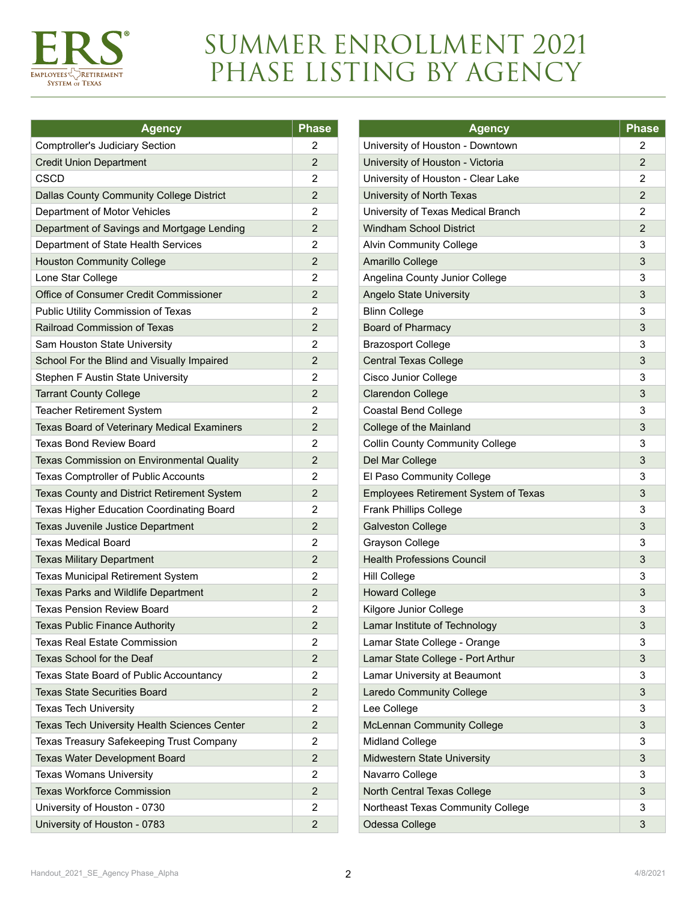# SUMMER ENROLLMENT 2021 PHASE LISTING BY AGENCY

| Agency | Phase |
|---|---|
| Comptroller's Judiciary Section | 2 |
| Credit Union Department | 2 |
| CSCD | 2 |
| Dallas County Community College District | 2 |
| Department of Motor Vehicles | 2 |
| Department of Savings and Mortgage Lending | 2 |
| Department of State Health Services | 2 |
| Houston Community College | 2 |
| Lone Star College | 2 |
| Office of Consumer Credit Commissioner | 2 |
| Public Utility Commission of Texas | 2 |
| Railroad Commission of Texas | 2 |
| Sam Houston State University | 2 |
| School For the Blind and Visually Impaired | 2 |
| Stephen F Austin State University | 2 |
| Tarrant County College | 2 |
| Teacher Retirement System | 2 |
| Texas Board of Veterinary Medical Examiners | 2 |
| Texas Bond Review Board | 2 |
| Texas Commission on Environmental Quality | 2 |
| Texas Comptroller of Public Accounts | 2 |
| Texas County and District Retirement System | 2 |
| Texas Higher Education Coordinating Board | 2 |
| Texas Juvenile Justice Department | 2 |
| Texas Medical Board | 2 |
| Texas Military Department | 2 |
| Texas Municipal Retirement System | 2 |
| Texas Parks and Wildlife Department | 2 |
| Texas Pension Review Board | 2 |
| Texas Public Finance Authority | 2 |
| Texas Real Estate Commission | 2 |
| Texas School for the Deaf | 2 |
| Texas State Board of Public Accountancy | 2 |
| Texas State Securities Board | 2 |
| Texas Tech University | 2 |
| Texas Tech University Health Sciences Center | 2 |
| Texas Treasury Safekeeping Trust Company | 2 |
| Texas Water Development Board | 2 |
| Texas Womans University | 2 |
| Texas Workforce Commission | 2 |
| University of Houston - 0730 | 2 |
| University of Houston - 0783 | 2 |
| University of Houston - Downtown | 2 |
| University of Houston - Victoria | 2 |
| University of Houston - Clear Lake | 2 |
| University of North Texas | 2 |
| University of Texas Medical Branch | 2 |
| Windham School District | 2 |
| Alvin Community College | 3 |
| Amarillo College | 3 |
| Angelina County Junior College | 3 |
| Angelo State University | 3 |
| Blinn College | 3 |
| Board of Pharmacy | 3 |
| Brazosport College | 3 |
| Central Texas College | 3 |
| Cisco Junior College | 3 |
| Clarendon College | 3 |
| Coastal Bend College | 3 |
| College of the Mainland | 3 |
| Collin County Community College | 3 |
| Del Mar College | 3 |
| El Paso Community College | 3 |
| Employees Retirement System of Texas | 3 |
| Frank Phillips College | 3 |
| Galveston College | 3 |
| Grayson College | 3 |
| Health Professions Council | 3 |
| Hill College | 3 |
| Howard College | 3 |
| Kilgore Junior College | 3 |
| Lamar Institute of Technology | 3 |
| Lamar State College - Orange | 3 |
| Lamar State College - Port Arthur | 3 |
| Lamar University at Beaumont | 3 |
| Laredo Community College | 3 |
| Lee College | 3 |
| McLennan Community College | 3 |
| Midland College | 3 |
| Midwestern State University | 3 |
| Navarro College | 3 |
| North Central Texas College | 3 |
| Northeast Texas Community College | 3 |
| Odessa College | 3 |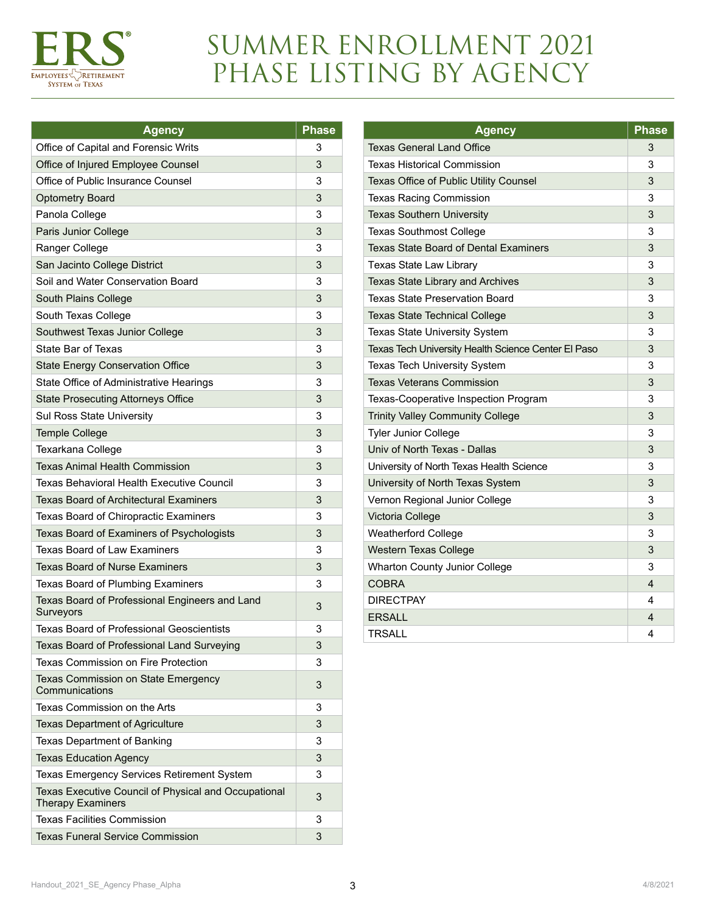# SUMMER ENROLLMENT 2021 PHASE LISTING BY AGENCY

| Agency | Phase |
|---|---|
| Office of Capital and Forensic Writs | 3 |
| Office of Injured Employee Counsel | 3 |
| Office of Public Insurance Counsel | 3 |
| Optometry Board | 3 |
| Panola College | 3 |
| Paris Junior College | 3 |
| Ranger College | 3 |
| San Jacinto College District | 3 |
| Soil and Water Conservation Board | 3 |
| South Plains College | 3 |
| South Texas College | 3 |
| Southwest Texas Junior College | 3 |
| State Bar of Texas | 3 |
| State Energy Conservation Office | 3 |
| State Office of Administrative Hearings | 3 |
| State Prosecuting Attorneys Office | 3 |
| Sul Ross State University | 3 |
| Temple College | 3 |
| Texarkana College | 3 |
| Texas Animal Health Commission | 3 |
| Texas Behavioral Health Executive Council | 3 |
| Texas Board of Architectural Examiners | 3 |
| Texas Board of Chiropractic Examiners | 3 |
| Texas Board of Examiners of Psychologists | 3 |
| Texas Board of Law Examiners | 3 |
| Texas Board of Nurse Examiners | 3 |
| Texas Board of Plumbing Examiners | 3 |
| Texas Board of Professional Engineers and Land Surveyors | 3 |
| Texas Board of Professional Geoscientists | 3 |
| Texas Board of Professional Land Surveying | 3 |
| Texas Commission on Fire Protection | 3 |
| Texas Commission on State Emergency Communications | 3 |
| Texas Commission on the Arts | 3 |
| Texas Department of Agriculture | 3 |
| Texas Department of Banking | 3 |
| Texas Education Agency | 3 |
| Texas Emergency Services Retirement System | 3 |
| Texas Executive Council of Physical and Occupational Therapy Examiners | 3 |
| Texas Facilities Commission | 3 |
| Texas Funeral Service Commission | 3 |
| Texas General Land Office | 3 |
| Texas Historical Commission | 3 |
| Texas Office of Public Utility Counsel | 3 |
| Texas Racing Commission | 3 |
| Texas Southern University | 3 |
| Texas Southmost College | 3 |
| Texas State Board of Dental Examiners | 3 |
| Texas State Law Library | 3 |
| Texas State Library and Archives | 3 |
| Texas State Preservation Board | 3 |
| Texas State Technical College | 3 |
| Texas State University System | 3 |
| Texas Tech University Health Science Center El Paso | 3 |
| Texas Tech University System | 3 |
| Texas Veterans Commission | 3 |
| Texas-Cooperative Inspection Program | 3 |
| Trinity Valley Community College | 3 |
| Tyler Junior College | 3 |
| Univ of North Texas - Dallas | 3 |
| University of North Texas Health Science | 3 |
| University of North Texas System | 3 |
| Vernon Regional Junior College | 3 |
| Victoria College | 3 |
| Weatherford College | 3 |
| Western Texas College | 3 |
| Wharton County Junior College | 3 |
| COBRA | 4 |
| DIRECTPAY | 4 |
| ERSALL | 4 |
| TRSALL | 4 |